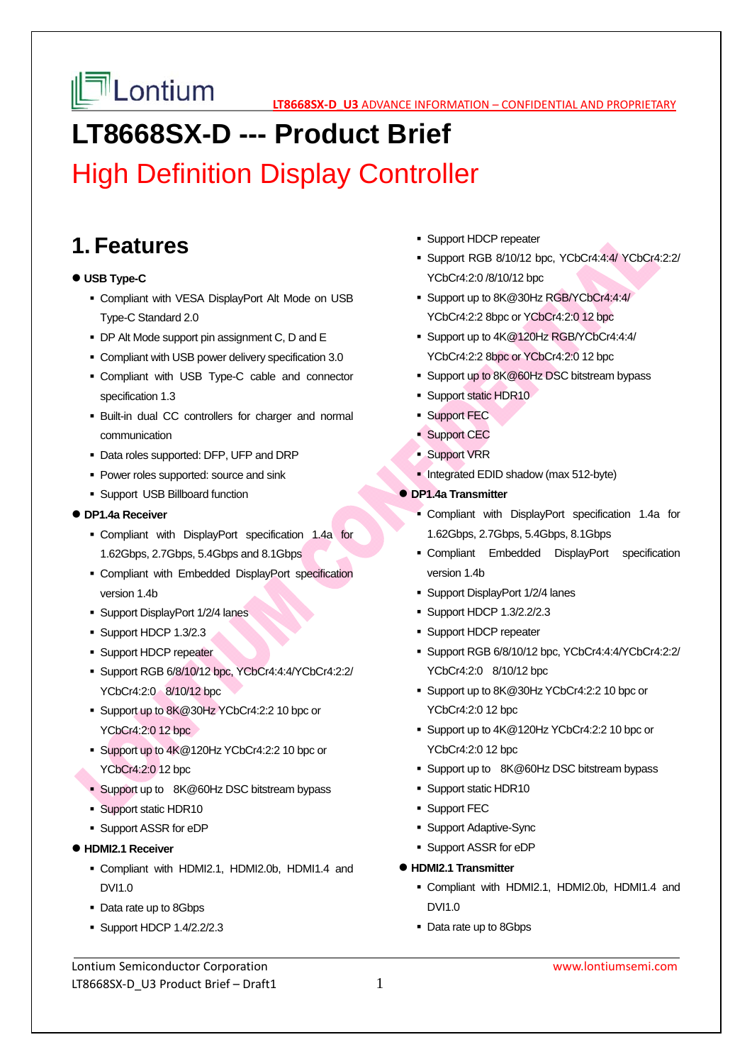# LT8668SX-D --- Product Brief

## High Definition Display Controller

## 1. Features

- **USB Type-C**
  - Compliant with VESA DisplayPort Alt Mode on USB Type-C Standard 2.0
  - DP Alt Mode support pin assignment C, D and E
  - Compliant with USB power delivery specification 3.0
  - Compliant with USB Type-C cable and connector specification 1.3
  - Built-in dual CC controllers for charger and normal communication
  - Data roles supported: DFP, UFP and DRP
  - Power roles supported: source and sink
  - Support USB Billboard function
- **DP1.4a Receiver**
  - Compliant with DisplayPort specification 1.4a for 1.62Gbps, 2.7Gbps, 5.4Gbps and 8.1Gbps
  - Compliant with Embedded DisplayPort specification version 1.4b
  - Support DisplayPort 1/2/4 lanes
  - Support HDCP 1.3/2.3
  - Support HDCP repeater
  - Support RGB 6/8/10/12 bpc, YCbCr4:4:4/YCbCr4:2:2/ YCbCr4:2:0 8/10/12 bpc
  - Support up to 8K@30Hz YCbCr4:2:2 10 bpc or YCbCr4:2:0 12 bpc
  - Support up to 4K@120Hz YCbCr4:2:2 10 bpc or YCbCr4:2:0 12 bpc
  - Support up to 8K@60Hz DSC bitstream bypass
  - Support static HDR10
  - Support ASSR for eDP
- **HDMI2.1 Receiver**
  - Compliant with HDMI2.1, HDMI2.0b, HDMI1.4 and DVI1.0
  - Data rate up to 8Gbps
  - Support HDCP 1.4/2.2/2.3
  - Support HDCP repeater
  - Support RGB 8/10/12 bpc, YCbCr4:4:4/ YCbCr4:2:2/ YCbCr4:2:0 /8/10/12 bpc
  - Support up to 8K@30Hz RGB/YCbCr4:4:4/ YCbCr4:2:2 8bpc or YCbCr4:2:0 12 bpc
  - Support up to 4K@120Hz RGB/YCbCr4:4:4/ YCbCr4:2:2 8bpc or YCbCr4:2:0 12 bpc
  - Support up to 8K@60Hz DSC bitstream bypass
  - Support static HDR10
  - Support FEC
  - Support CEC
  - Support VRR
  - Integrated EDID shadow (max 512-byte)
- **DP1.4a Transmitter**
  - Compliant with DisplayPort specification 1.4a for 1.62Gbps, 2.7Gbps, 5.4Gbps, 8.1Gbps
  - Compliant Embedded DisplayPort specification version 1.4b
  - Support DisplayPort 1/2/4 lanes
  - Support HDCP 1.3/2.2/2.3
  - Support HDCP repeater
  - Support RGB 6/8/10/12 bpc, YCbCr4:4:4/YCbCr4:2:2/ YCbCr4:2:0 8/10/12 bpc
  - Support up to 8K@30Hz YCbCr4:2:2 10 bpc or YCbCr4:2:0 12 bpc
  - Support up to 4K@120Hz YCbCr4:2:2 10 bpc or YCbCr4:2:0 12 bpc
  - Support up to 8K@60Hz DSC bitstream bypass
  - Support static HDR10
  - Support FEC
  - Support Adaptive-Sync
  - Support ASSR for eDP
- **HDMI2.1 Transmitter**
  - Compliant with HDMI2.1, HDMI2.0b, HDMI1.4 and DVI1.0
  - Data rate up to 8Gbps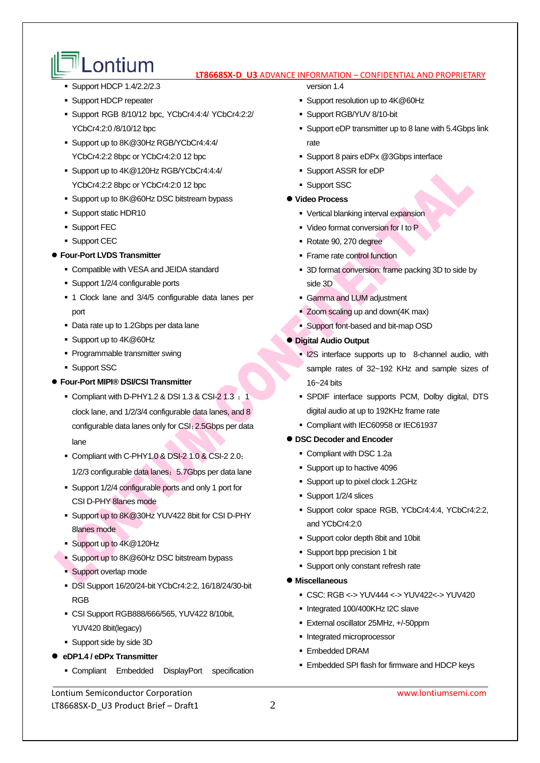- Support HDCP 1.4/2.2/2.3
- Support HDCP repeater
- Support RGB 8/10/12 bpc, YCbCr4:4:4/ YCbCr4:2:2/ YCbCr4:2:0 /8/10/12 bpc
- Support up to 8K@30Hz RGB/YCbCr4:4:4/ YCbCr4:2:2 8bpc or YCbCr4:2:0 12 bpc
- Support up to 4K@120Hz RGB/YCbCr4:4:4/ YCbCr4:2:2 8bpc or YCbCr4:2:0 12 bpc
- Support up to 8K@60Hz DSC bitstream bypass
- Support static HDR10
- Support FEC
- Support CEC

**Four-Port LVDS Transmitter**

- Compatible with VESA and JEIDA standard
- Support 1/2/4 configurable ports
- 1 Clock lane and 3/4/5 configurable data lanes per port
- Data rate up to 1.2Gbps per data lane
- Support up to 4K@60Hz
- Programmable transmitter swing
- Support SSC

**Four-Port MIPI® DSI/CSI Transmitter**

- Compliant with D-PHY1.2 & DSI 1.3 & CSI-2 1.3 ； 1 clock lane, and 1/2/3/4 configurable data lanes, and 8 configurable data lanes only for CSI；2.5Gbps per data lane
- Compliant with C-PHY1.0 & DSI-2 1.0 & CSI-2 2.0； 1/2/3 configurable data lanes；5.7Gbps per data lane
- Support 1/2/4 configurable ports and only 1 port for CSI D-PHY 8lanes mode
- Support up to 8K@30Hz YUV422 8bit for CSI D-PHY 8lanes mode
- Support up to 4K@120Hz
- Support up to 8K@60Hz DSC bitstream bypass
- Support overlap mode
- DSI Support 16/20/24-bit YCbCr4:2:2, 16/18/24/30-bit RGB
- CSI Support RGB888/666/565, YUV422 8/10bit, YUV420 8bit(legacy)
- Support side by side 3D

**eDP1.4 / eDPx Transmitter**

- Compliant Embedded DisplayPort specification version 1.4
- Support resolution up to 4K@60Hz
- Support RGB/YUV 8/10-bit
- Support eDP transmitter up to 8 lane with 5.4Gbps link rate
- Support 8 pairs eDPx @3Gbps interface
- Support ASSR for eDP
- Support SSC

**Video Process**

- Vertical blanking interval expansion
- Video format conversion for I to P
- Rotate 90, 270 degree
- Frame rate control function
- 3D format conversion: frame packing 3D to side by side 3D
- Gamma and LUM adjustment
- Zoom scaling up and down(4K max)
- Support font-based and bit-map OSD

**Digital Audio Output**

- I2S interface supports up to 8-channel audio, with sample rates of 32~192 KHz and sample sizes of 16~24 bits
- SPDIF interface supports PCM, Dolby digital, DTS digital audio at up to 192KHz frame rate
- Compliant with IEC60958 or IEC61937

**DSC Decoder and Encoder**

- Compliant with DSC 1.2a
- Support up to hactive 4096
- Support up to pixel clock 1.2GHz
- Support 1/2/4 slices
- Support color space RGB, YCbCr4:4:4, YCbCr4:2:2, and YCbCr4:2:0
- Support color depth 8bit and 10bit
- Support bpp precision 1 bit
- Support only constant refresh rate

**Miscellaneous**

- CSC: RGB <-> YUV444 <-> YUV422<-> YUV420
- Integrated 100/400KHz I2C slave
- External oscillator 25MHz, +/-50ppm
- Integrated microprocessor
- Embedded DRAM
- Embedded SPI flash for firmware and HDCP keys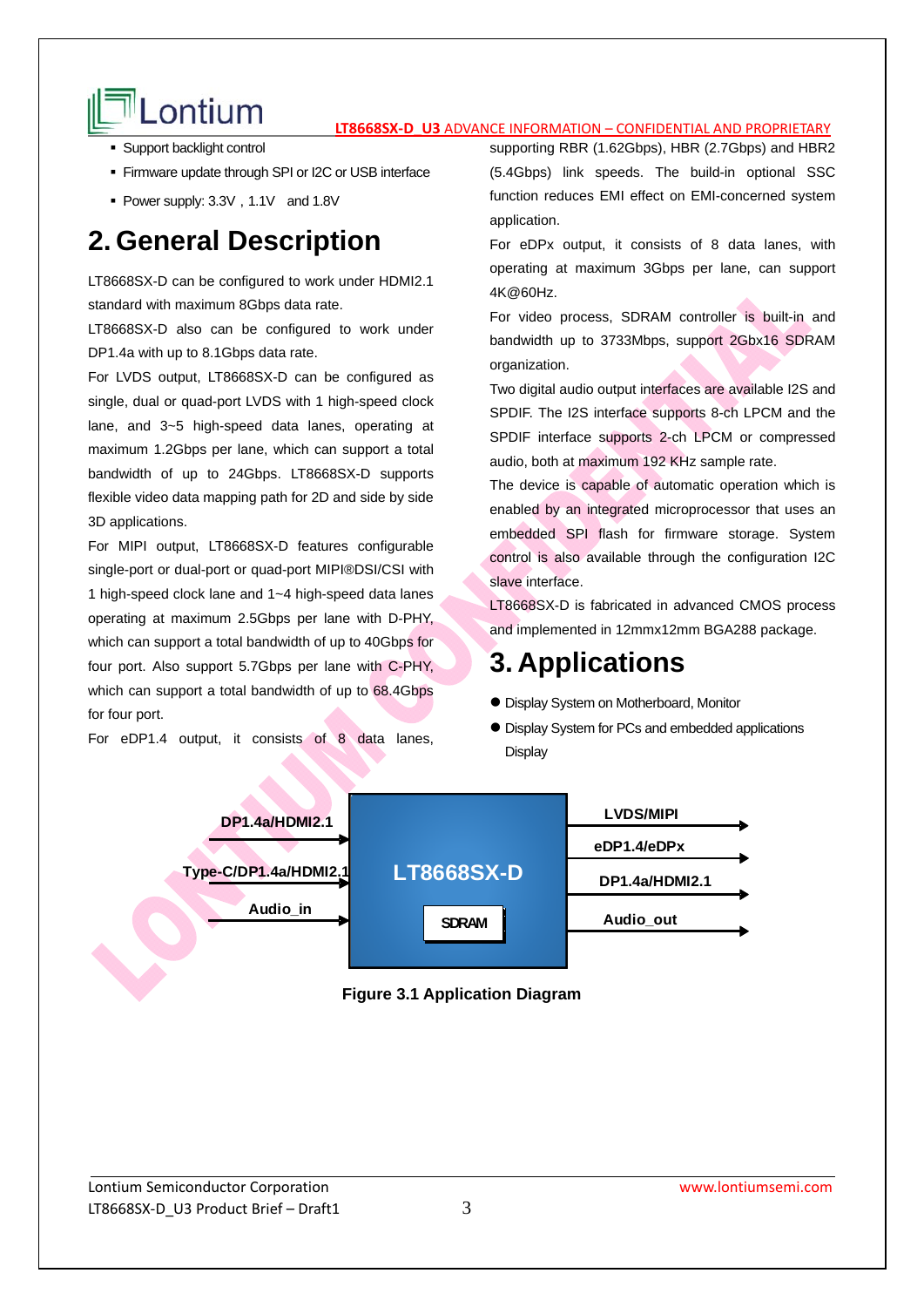- Support backlight control
- Firmware update through SPI or I2C or USB interface
- Power supply: 3.3V , 1.1V and 1.8V

# 2. General Description

LT8668SX-D can be configured to work under HDMI2.1 standard with maximum 8Gbps data rate.

LT8668SX-D also can be configured to work under DP1.4a with up to 8.1Gbps data rate.

For LVDS output, LT8668SX-D can be configured as single, dual or quad-port LVDS with 1 high-speed clock lane, and 3~5 high-speed data lanes, operating at maximum 1.2Gbps per lane, which can support a total bandwidth of up to 24Gbps. LT8668SX-D supports flexible video data mapping path for 2D and side by side 3D applications.

For MIPI output, LT8668SX-D features configurable single-port or dual-port or quad-port MIPI®DSI/CSI with 1 high-speed clock lane and 1~4 high-speed data lanes operating at maximum 2.5Gbps per lane with D-PHY, which can support a total bandwidth of up to 40Gbps for four port. Also support 5.7Gbps per lane with C-PHY, which can support a total bandwidth of up to 68.4Gbps for four port.

For eDP1.4 output, it consists of 8 data lanes, supporting RBR (1.62Gbps), HBR (2.7Gbps) and HBR2 (5.4Gbps) link speeds. The build-in optional SSC function reduces EMI effect on EMI-concerned system application.

For eDPx output, it consists of 8 data lanes, with operating at maximum 3Gbps per lane, can support 4K@60Hz.

For video process, SDRAM controller is built-in and bandwidth up to 3733Mbps, support 2Gbx16 SDRAM organization.

Two digital audio output interfaces are available I2S and SPDIF. The I2S interface supports 8-ch LPCM and the SPDIF interface supports 2-ch LPCM or compressed audio, both at maximum 192 KHz sample rate.

The device is capable of automatic operation which is enabled by an integrated microprocessor that uses an embedded SPI flash for firmware storage. System control is also available through the configuration I2C slave interface.

LT8668SX-D is fabricated in advanced CMOS process and implemented in 12mmx12mm BGA288 package.

# 3. Applications

- Display System on Motherboard, Monitor
- Display System for PCs and embedded applications Display

Inputs: DP1.4a/HDMI2.1, Type-C/DP1.4a/HDMI2.1, Audio_in → LT8668SX-D (SDRAM) → Outputs: LVDS/MIPI, eDP1.4/eDPx, DP1.4a/HDMI2.1, Audio_out

**Figure 3.1 Application Diagram**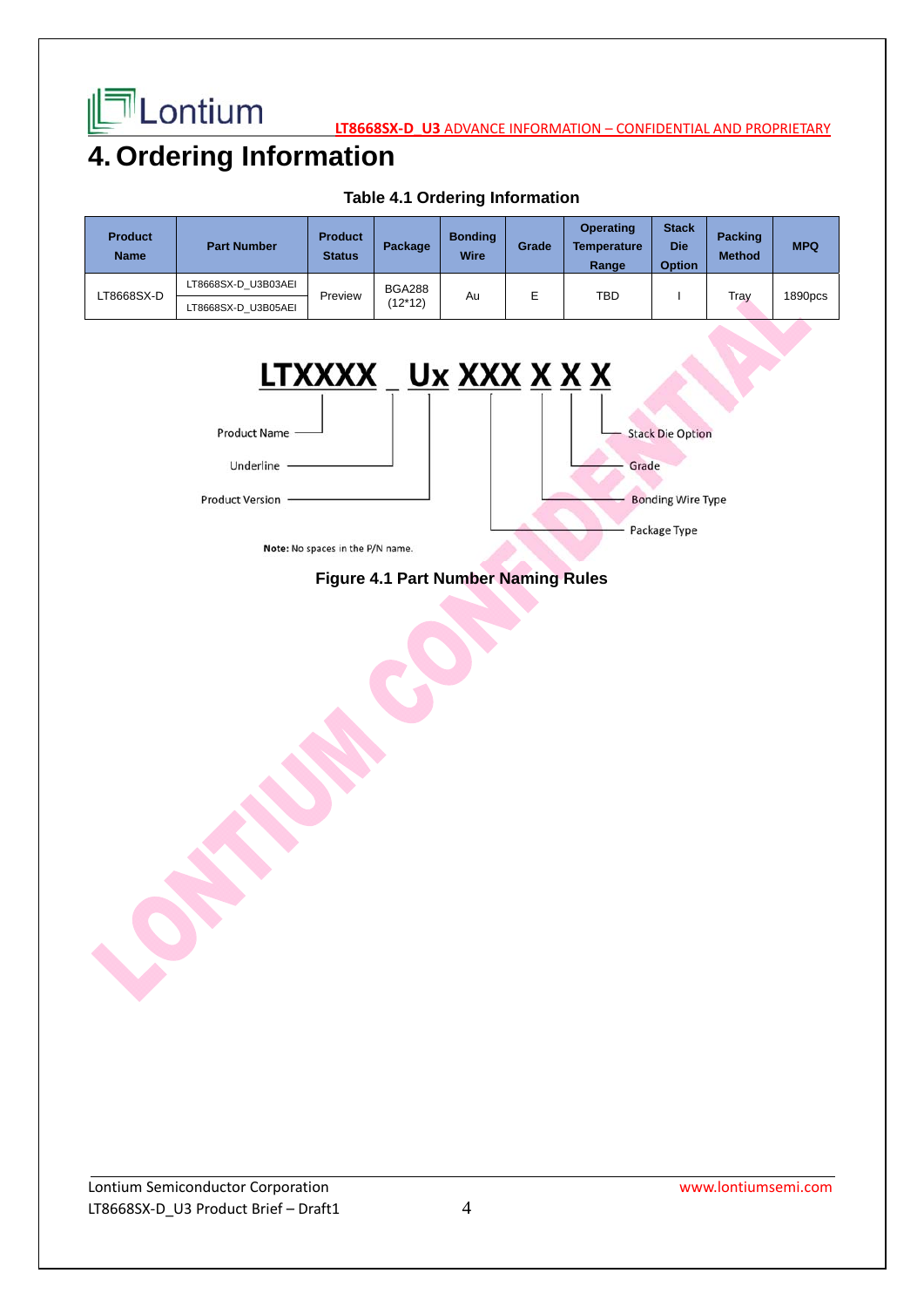# 4. Ordering Information

**Table 4.1 Ordering Information**

| Product Name | Part Number | Product Status | Package | Bonding Wire | Grade | Operating Temperature Range | Stack Die Option | Packing Method | MPQ |
|---|---|---|---|---|---|---|---|---|---|
| LT8668SX-D | LT8668SX-D_U3B03AEI | Preview | BGA288 (12*12) | Au | E | TBD | I | Tray | 1890pcs |
| | LT8668SX-D_U3B05AEI | | | | | | | | |

**LTXXXX _ Ux XXX X X X**

- LTXXXX: Product Name
- _: Underline
- Ux: Product Version
- XXX: Package Type
- X: Bonding Wire Type
- X: Grade
- X: Stack Die Option

**Note:** No spaces in the P/N name.

**Figure 4.1 Part Number Naming Rules**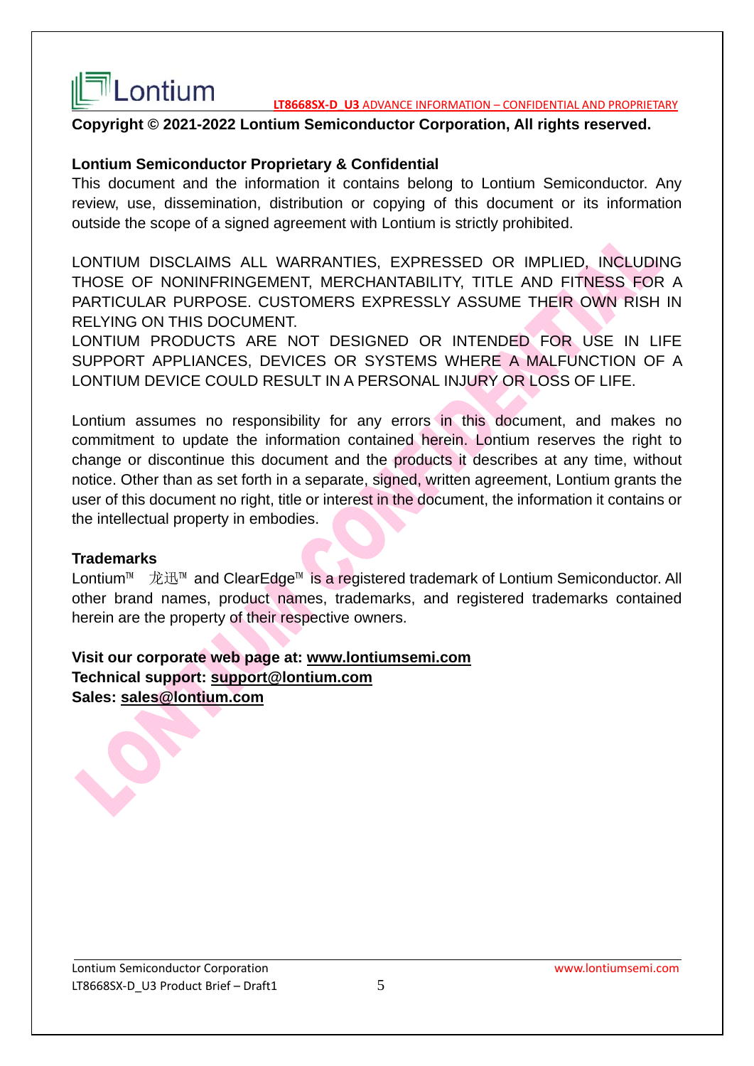**Copyright © 2021-2022 Lontium Semiconductor Corporation, All rights reserved.**

**Lontium Semiconductor Proprietary & Confidential**

This document and the information it contains belong to Lontium Semiconductor. Any review, use, dissemination, distribution or copying of this document or its information outside the scope of a signed agreement with Lontium is strictly prohibited.

LONTIUM DISCLAIMS ALL WARRANTIES, EXPRESSED OR IMPLIED, INCLUDING THOSE OF NONINFRINGEMENT, MERCHANTABILITY, TITLE AND FITNESS FOR A PARTICULAR PURPOSE. CUSTOMERS EXPRESSLY ASSUME THEIR OWN RISH IN RELYING ON THIS DOCUMENT.

LONTIUM PRODUCTS ARE NOT DESIGNED OR INTENDED FOR USE IN LIFE SUPPORT APPLIANCES, DEVICES OR SYSTEMS WHERE A MALFUNCTION OF A LONTIUM DEVICE COULD RESULT IN A PERSONAL INJURY OR LOSS OF LIFE.

Lontium assumes no responsibility for any errors in this document, and makes no commitment to update the information contained herein. Lontium reserves the right to change or discontinue this document and the products it describes at any time, without notice. Other than as set forth in a separate, signed, written agreement, Lontium grants the user of this document no right, title or interest in the document, the information it contains or the intellectual property in embodies.

**Trademarks**

Lontium™ 龙迅™ and ClearEdge™ is a registered trademark of Lontium Semiconductor. All other brand names, product names, trademarks, and registered trademarks contained herein are the property of their respective owners.

**Visit our corporate web page at: www.lontiumsemi.com**
**Technical support: support@lontium.com**
**Sales: sales@lontium.com**